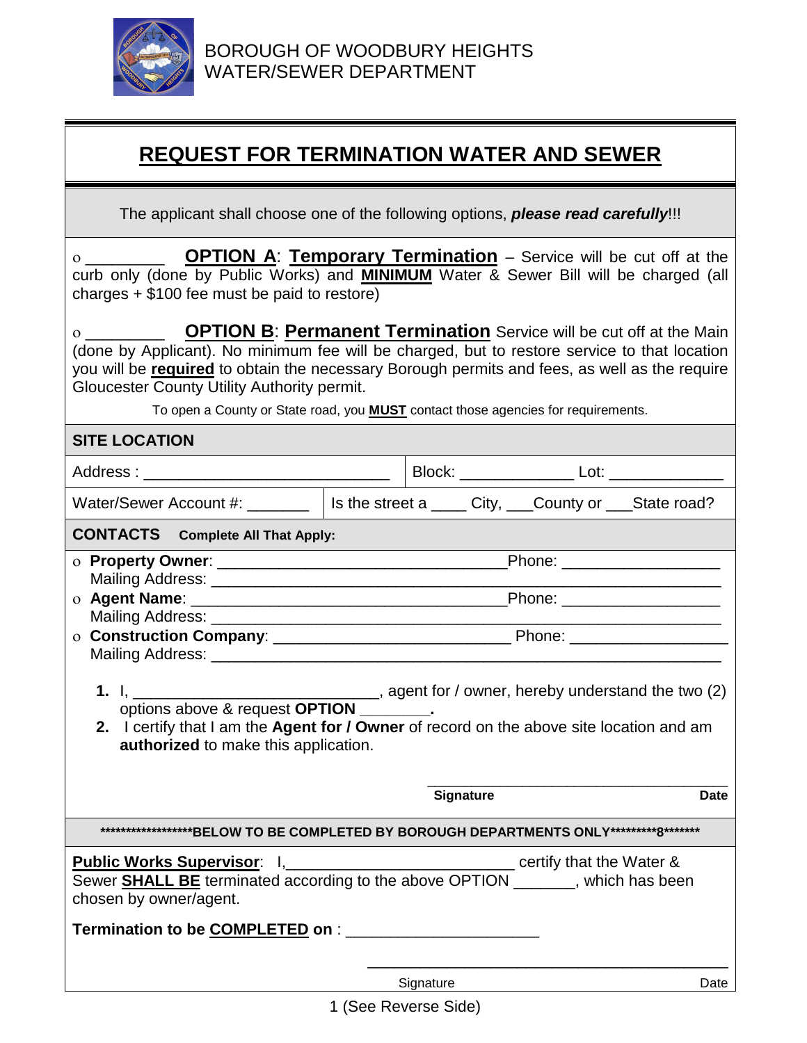BOROUGH OF WOODBURY HEIGHTS
WATER/SEWER DEPARTMENT

# REQUEST FOR TERMINATION WATER AND SEWER

The applicant shall choose one of the following options, ***please read carefully***!!!

o _________ **OPTION A**: **Temporary Termination** – Service will be cut off at the curb only (done by Public Works) and **MINIMUM** Water & Sewer Bill will be charged (all charges + $100 fee must be paid to restore)

o _________ **OPTION B**: **Permanent Termination** Service will be cut off at the Main (done by Applicant). No minimum fee will be charged, but to restore service to that location you will be **required** to obtain the necessary Borough permits and fees, as well as the require Gloucester County Utility Authority permit.

To open a County or State road, you **MUST** contact those agencies for requirements.

**SITE LOCATION**

| Address : ____________________________ | Block: _____________ Lot: _____________ |
|---|---|
| Water/Sewer Account #: _______ | Is the street a ____ City, ___County or ___State road? |

**CONTACTS** **Complete All That Apply:**

- o **Property Owner**: ________________________________ Phone: _________________
  Mailing Address: ________________________________________________________
- o **Agent Name**: ___________________________________ Phone: _________________
  Mailing Address: ________________________________________________________
- o **Construction Company**: ___________________________ Phone: _________________
  Mailing Address: ________________________________________________________

1. I, ____________________________, agent for / owner, hereby understand the two (2) options above & request **OPTION ________.**
2. I certify that I am the **Agent for / Owner** of record on the above site location and am **authorized** to make this application.

_____________________________________
**Signature** **Date**

*******************BELOW TO BE COMPLETED BY BOROUGH DEPARTMENTS ONLY**********8*******

**Public Works Supervisor**: I,_________________________ certify that the Water & Sewer **SHALL BE** terminated according to the above OPTION _______, which has been chosen by owner/agent.

**Termination to be COMPLETED on** : _____________________

_________________________________________
Signature Date

(See Reverse Side)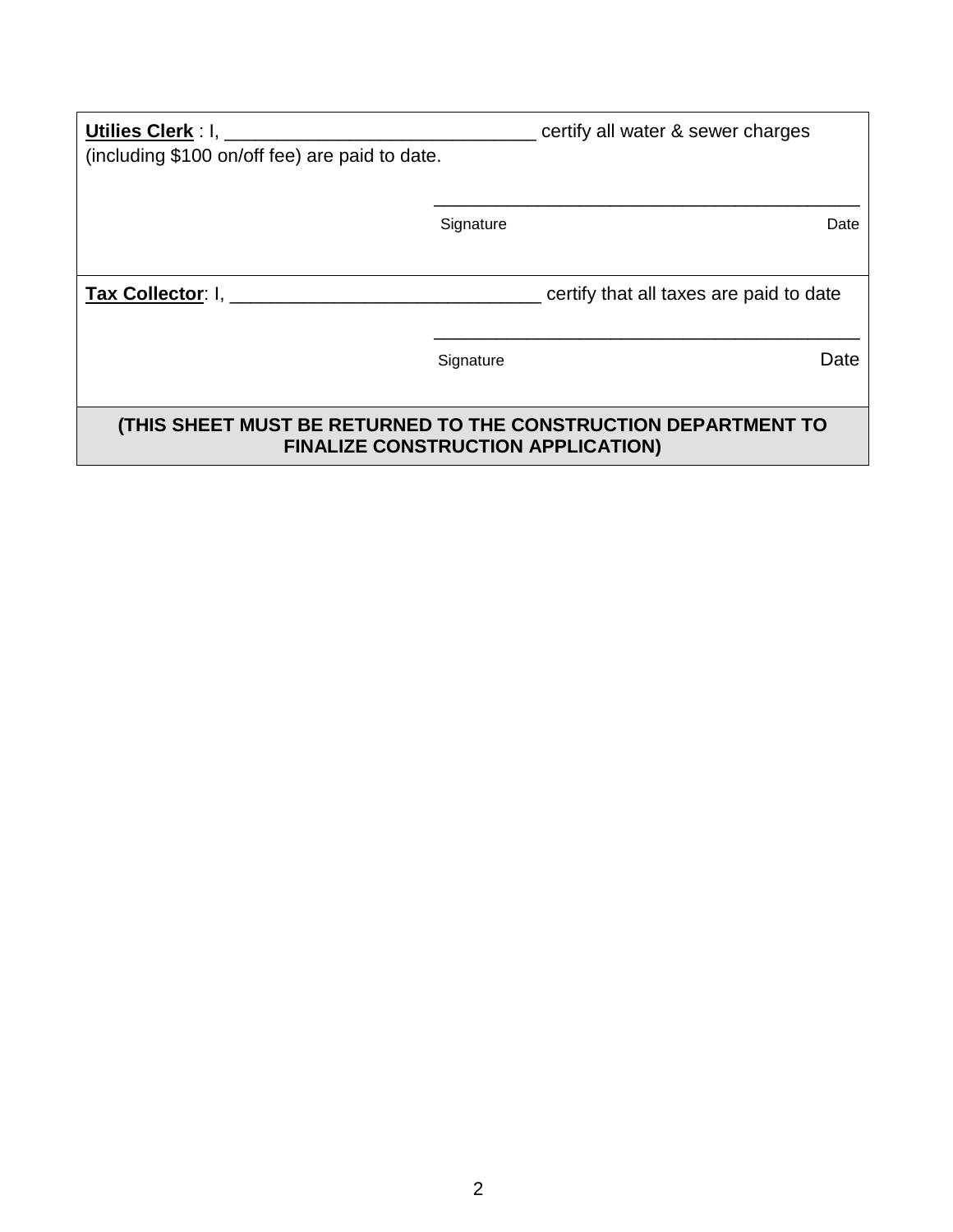**Utilies Clerk** : I, ______________________________ certify all water & sewer charges (including $100 on/off fee) are paid to date.

_________________________________________

Signature Date

**Tax Collector**: I, ______________________________ certify that all taxes are paid to date

_________________________________________

Signature Date

**(THIS SHEET MUST BE RETURNED TO THE CONSTRUCTION DEPARTMENT TO FINALIZE CONSTRUCTION APPLICATION)**